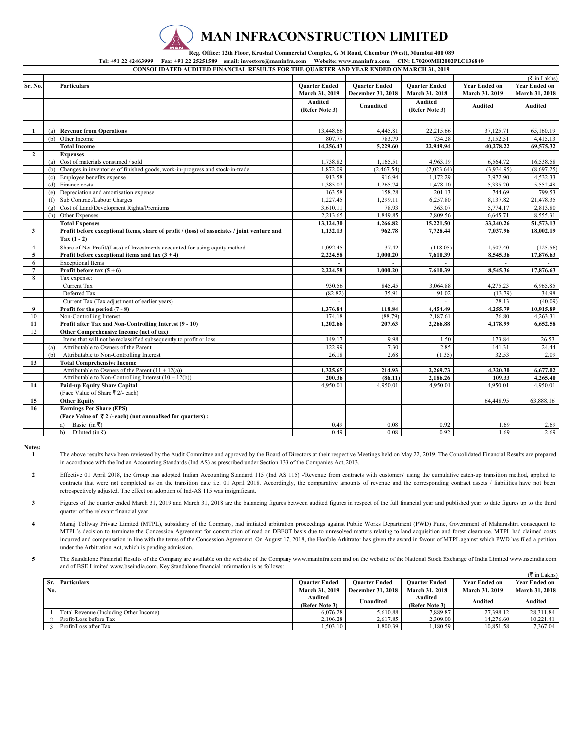# MAN INFRACONSTRUCTION LIMITED

**Reg. Office: 12th Floor, Krushal Commercial Complex, G M Road, Chembur (West), Mumbai 400 089**

**Tel: +91 22 42463999 Fax: +91 22 25251589 email: investors@maninfra.com Website: www.maninfra.com CIN: L70200MH2002PLC136849**

**CONSOLIDATED AUDITED FINANCIAL RESULTS FOR THE QUARTER AND YEAR ENDED ON MARCH 31, 2019**

(₹ in Lakhs)

| Sr. No. | | Particulars | Quarter Ended March 31, 2019 | Quarter Ended December 31, 2018 | Quarter Ended March 31, 2018 | Year Ended on March 31, 2019 | Year Ended on March 31, 2018 |
|---|---|---|---|---|---|---|---|
| | | | Audited (Refer Note 3) | Unaudited | Audited (Refer Note 3) | Audited | Audited |
| **1** | (a) | **Revenue from Operations** | 13,448.66 | 4,445.81 | 22,215.66 | 37,125.71 | 65,160.19 |
| | (b) | Other Income | 807.77 | 783.79 | 734.28 | 3,152.51 | 4,415.13 |
| | | **Total Income** | **14,256.43** | **5,229.60** | **22,949.94** | **40,278.22** | **69,575.32** |
| **2** | | **Expenses** | | | | | |
| | (a) | Cost of materials consumed / sold | 1,738.82 | 1,165.51 | 4,963.19 | 6,564.72 | 16,538.58 |
| | (b) | Changes in inventories of finished goods, work-in-progress and stock-in-trade | 1,872.09 | (2,467.54) | (2,023.64) | (3,934.95) | (8,697.25) |
| | (c) | Employee benefits expense | 913.58 | 916.94 | 1,172.29 | 3,972.90 | 4,532.33 |
| | (d) | Finance costs | 1,385.02 | 1,265.74 | 1,478.10 | 5,335.20 | 5,552.48 |
| | (e) | Depreciation and amortisation expense | 163.58 | 158.28 | 201.13 | 744.69 | 799.53 |
| | (f) | Sub Contract/Labour Charges | 1,227.45 | 1,299.11 | 6,257.80 | 8,137.82 | 21,478.35 |
| | (g) | Cost of Land/Development Rights/Premiums | 3,610.11 | 78.93 | 363.07 | 5,774.17 | 2,813.80 |
| | (h) | Other Expenses | 2,213.65 | 1,849.85 | 2,809.56 | 6,645.71 | 8,555.31 |
| | | **Total Expenses** | **13,124.30** | **4,266.82** | **15,221.50** | **33,240.26** | **51,573.13** |
| **3** | | **Profit before exceptional Items, share of profit / (loss) of associates / joint venture and Tax (1 - 2)** | **1,132.13** | **962.78** | **7,728.44** | **7,037.96** | **18,002.19** |
| 4 | | Share of Net Profit/(Loss) of Investments accounted for using equity method | 1,092.45 | 37.42 | (118.05) | 1,507.40 | (125.56) |
| **5** | | **Profit before exceptional items and tax (3 + 4)** | **2,224.58** | **1,000.20** | **7,610.39** | **8,545.36** | **17,876.63** |
| 6 | | Exceptional Items | - | - | - | - | - |
| **7** | | **Profit before tax (5 + 6)** | **2,224.58** | **1,000.20** | **7,610.39** | **8,545.36** | **17,876.63** |
| 8 | | Tax expense: | | | | | |
| | | Current Tax | 930.56 | 845.45 | 3,064.88 | 4,275.23 | 6,965.85 |
| | | Deferred Tax | (82.82) | 35.91 | 91.02 | (13.79) | 34.98 |
| | | Current Tax (Tax adjustment of earlier years) | - | - | - | 28.13 | (40.09) |
| **9** | | **Profit for the period (7 - 8)** | **1,376.84** | **118.84** | **4,454.49** | **4,255.79** | **10,915.89** |
| 10 | | Non-Controlling Interest | 174.18 | (88.79) | 2,187.61 | 76.80 | 4,263.31 |
| **11** | | **Profit after Tax and Non-Controlling Interest (9 - 10)** | **1,202.66** | **207.63** | **2,266.88** | **4,178.99** | **6,652.58** |
| 12 | | **Other Comprehensive Income (net of tax)** | | | | | |
| | | Items that will not be reclassified subsequently to profit or loss | 149.17 | 9.98 | 1.50 | 173.84 | 26.53 |
| | (a) | Attributable to Owners of the Parent | 122.99 | 7.30 | 2.85 | 141.31 | 24.44 |
| | (b) | Attributable to Non-Controlling Interest | 26.18 | 2.68 | (1.35) | 32.53 | 2.09 |
| **13** | | **Total Comprehensive Income** | | | | | |
| | | Attributable to Owners of the Parent (11 + 12(a)) | **1,325.65** | **214.93** | **2,269.73** | **4,320.30** | **6,677.02** |
| | | Attributable to Non-Controlling Interest (10 + 12(b)) | **200.36** | **(86.11)** | **2,186.26** | **109.33** | **4,265.40** |
| **14** | | **Paid-up Equity Share Capital** | 4,950.01 | 4,950.01 | 4,950.01 | 4,950.01 | 4,950.01 |
| | | (Face Value of Share ₹ 2/- each) | | | | | |
| **15** | | **Other Equity** | | | | 64,448.95 | 63,888.16 |
| **16** | | **Earnings Per Share (EPS)** | | | | | |
| | | **(Face Value of ₹ 2 /- each) (not annualised for quarters) :** | | | | | |
| | | a) Basic (in ₹) | 0.49 | 0.08 | 0.92 | 1.69 | 2.69 |
| | | b) Diluted (in ₹) | 0.49 | 0.08 | 0.92 | 1.69 | 2.69 |

**Notes:**

1. The above results have been reviewed by the Audit Committee and approved by the Board of Directors at their respective Meetings held on May 22, 2019. The Consolidated Financial Results are prepared in accordance with the Indian Accounting Standards (Ind AS) as prescribed under Section 133 of the Companies Act, 2013.

2. Effective 01 April 2018, the Group has adopted Indian Accounting Standard 115 (Ind AS 115) -'Revenue from contracts with customers' using the cumulative catch-up transition method, applied to contracts that were not completed as on the transition date i.e. 01 April 2018. Accordingly, the comparative amounts of revenue and the corresponding contract assets / liabilities have not been retrospectively adjusted. The effect on adoption of Ind-AS 115 was insignificant.

3. Figures of the quarter ended March 31, 2019 and March 31, 2018 are the balancing figures between audited figures in respect of the full financial year and published year to date figures up to the third quarter of the relevant financial year.

4. Manaj Tollway Private Limited (MTPL), subsidiary of the Company, had initiated arbitration proceedings against Public Works Department (PWD) Pune, Government of Maharashtra consequent to MTPL's decision to terminate the Concession Agreement for construction of road on DBFOT basis due to unresolved matters relating to land acquisition and forest clearance. MTPL had claimed costs incurred and compensation in line with the terms of the Concession Agreement. On August 17, 2018, the Hon'ble Arbitrator has given the award in favour of MTPL against which PWD has filed a petition under the Arbitration Act, which is pending admission.

5. The Standalone Financial Results of the Company are available on the website of the Company www.maninfra.com and on the website of the National Stock Exchange of India Limited www.nseindia.com and of BSE Limited www.bseindia.com. Key Standalone financial information is as follows:

(₹ in Lakhs)

| Sr. No. | Particulars | Quarter Ended March 31, 2019 | Quarter Ended December 31, 2018 | Quarter Ended March 31, 2018 | Year Ended on March 31, 2019 | Year Ended on March 31, 2018 |
|---|---|---|---|---|---|---|
| | | Audited (Refer Note 3) | Unaudited | Audited (Refer Note 3) | Audited | Audited |
| 1 | Total Revenue (Including Other Income) | 6,076.28 | 5,610.88 | 7,889.87 | 27,398.12 | 28,311.84 |
| 2 | Profit/Loss before Tax | 2,106.28 | 2,617.85 | 2,309.00 | 14,276.60 | 10,221.41 |
| 3 | Profit/Loss after Tax | 1,503.10 | 1,800.39 | 1,180.59 | 10,851.58 | 7,367.04 |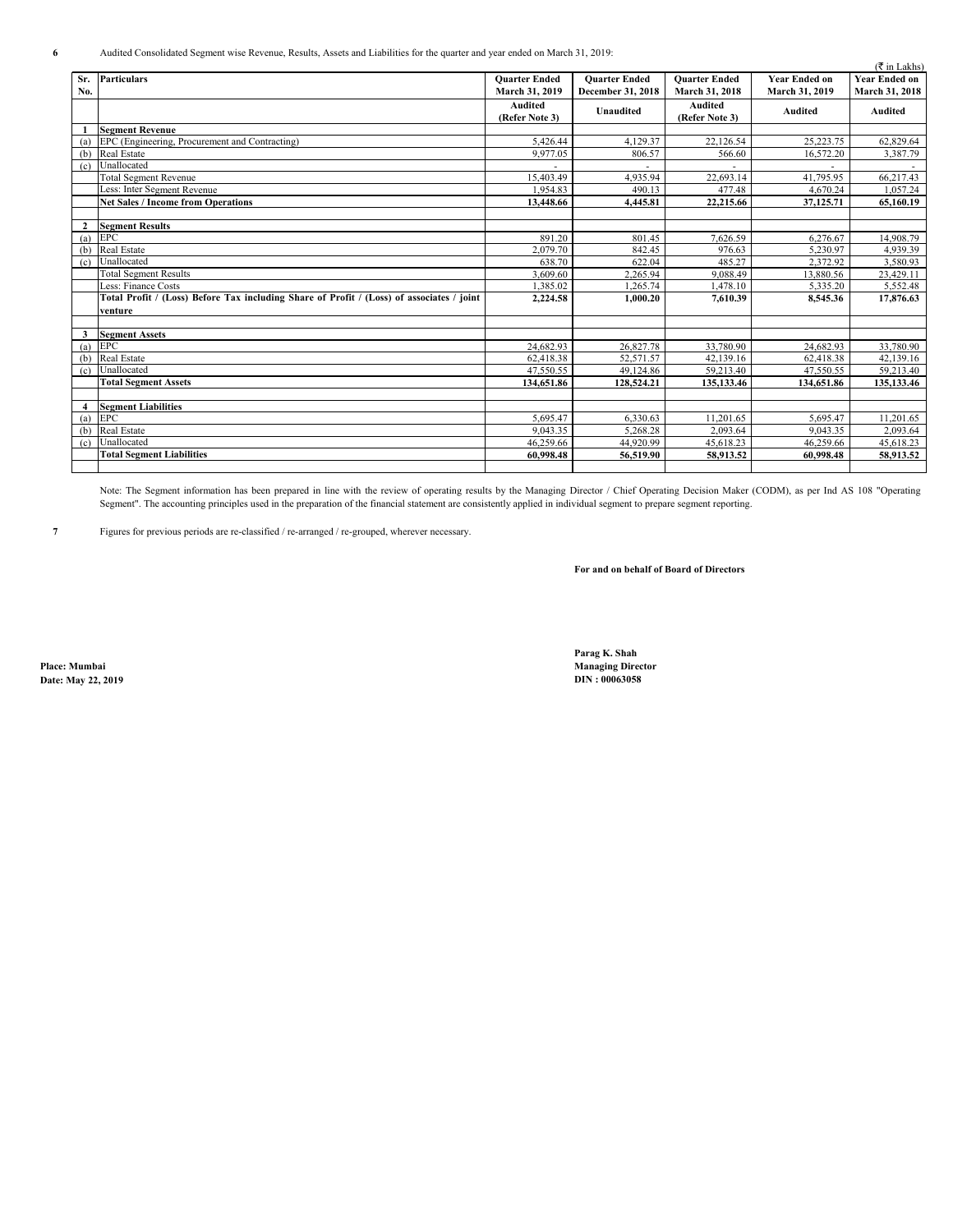**6** Audited Consolidated Segment wise Revenue, Results, Assets and Liabilities for the quarter and year ended on March 31, 2019:

(₹ in Lakhs)

| Sr. No. | Particulars | Quarter Ended March 31, 2019 | Quarter Ended December 31, 2018 | Quarter Ended March 31, 2018 | Year Ended on March 31, 2019 | Year Ended on March 31, 2018 |
|---|---|---|---|---|---|---|
| | | Audited (Refer Note 3) | Unaudited | Audited (Refer Note 3) | Audited | Audited |
| **1** | **Segment Revenue** | | | | | |
| (a) | EPC (Engineering, Procurement and Contracting) | 5,426.44 | 4,129.37 | 22,126.54 | 25,223.75 | 62,829.64 |
| (b) | Real Estate | 9,977.05 | 806.57 | 566.60 | 16,572.20 | 3,387.79 |
| (c) | Unallocated | - | - | - | - | - |
| | Total Segment Revenue | 15,403.49 | 4,935.94 | 22,693.14 | 41,795.95 | 66,217.43 |
| | Less: Inter Segment Revenue | 1,954.83 | 490.13 | 477.48 | 4,670.24 | 1,057.24 |
| | **Net Sales / Income from Operations** | **13,448.66** | **4,445.81** | **22,215.66** | **37,125.71** | **65,160.19** |
| | | | | | | |
| **2** | **Segment Results** | | | | | |
| (a) | EPC | 891.20 | 801.45 | 7,626.59 | 6,276.67 | 14,908.79 |
| (b) | Real Estate | 2,079.70 | 842.45 | 976.63 | 5,230.97 | 4,939.39 |
| (c) | Unallocated | 638.70 | 622.04 | 485.27 | 2,372.92 | 3,580.93 |
| | Total Segment Results | 3,609.60 | 2,265.94 | 9,088.49 | 13,880.56 | 23,429.11 |
| | Less: Finance Costs | 1,385.02 | 1,265.74 | 1,478.10 | 5,335.20 | 5,552.48 |
| | **Total Profit / (Loss) Before Tax including Share of Profit / (Loss) of associates / joint venture** | **2,224.58** | **1,000.20** | **7,610.39** | **8,545.36** | **17,876.63** |
| | | | | | | |
| **3** | **Segment Assets** | | | | | |
| (a) | EPC | 24,682.93 | 26,827.78 | 33,780.90 | 24,682.93 | 33,780.90 |
| (b) | Real Estate | 62,418.38 | 52,571.57 | 42,139.16 | 62,418.38 | 42,139.16 |
| (c) | Unallocated | 47,550.55 | 49,124.86 | 59,213.40 | 47,550.55 | 59,213.40 |
| | **Total Segment Assets** | **134,651.86** | **128,524.21** | **135,133.46** | **134,651.86** | **135,133.46** |
| | | | | | | |
| **4** | **Segment Liabilities** | | | | | |
| (a) | EPC | 5,695.47 | 6,330.63 | 11,201.65 | 5,695.47 | 11,201.65 |
| (b) | Real Estate | 9,043.35 | 5,268.28 | 2,093.64 | 9,043.35 | 2,093.64 |
| (c) | Unallocated | 46,259.66 | 44,920.99 | 45,618.23 | 46,259.66 | 45,618.23 |
| | **Total Segment Liabilities** | **60,998.48** | **56,519.90** | **58,913.52** | **60,998.48** | **58,913.52** |

Note: The Segment information has been prepared in line with the review of operating results by the Managing Director / Chief Operating Decision Maker (CODM), as per Ind AS 108 "Operating Segment". The accounting principles used in the preparation of the financial statement are consistently applied in individual segment to prepare segment reporting.

**7** Figures for previous periods are re-classified / re-arranged / re-grouped, wherever necessary.

**For and on behalf of Board of Directors**

**Parag K. Shah**
**Managing Director**
**DIN : 00063058**

**Place: Mumbai**
**Date: May 22, 2019**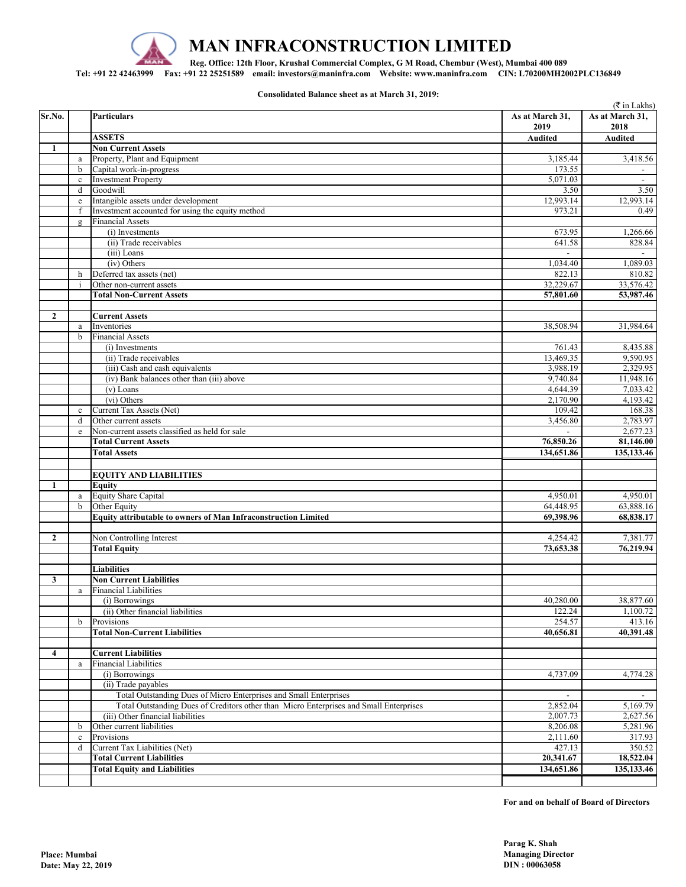# MAN INFRACONSTRUCTION LIMITED

**Reg. Office: 12th Floor, Krushal Commercial Complex, G M Road, Chembur (West), Mumbai 400 089**

**Tel: +91 22 42463999 Fax: +91 22 25251589 email: investors@maninfra.com Website: www.maninfra.com CIN: L70200MH2002PLC136849**

**Consolidated Balance sheet as at March 31, 2019:**

(₹ in Lakhs)

| Sr.No. | | Particulars | As at March 31, 2019 | As at March 31, 2018 |
|---|---|---|---|---|
| | | **ASSETS** | **Audited** | **Audited** |
| **1** | | **Non Current Assets** | | |
| | a | Property, Plant and Equipment | 3,185.44 | 3,418.56 |
| | b | Capital work-in-progress | 173.55 | - |
| | c | Investment Property | 5,071.03 | - |
| | d | Goodwill | 3.50 | 3.50 |
| | e | Intangible assets under development | 12,993.14 | 12,993.14 |
| | f | Investment accounted for using the equity method | 973.21 | 0.49 |
| | g | Financial Assets | | |
| | | (i) Investments | 673.95 | 1,266.66 |
| | | (ii) Trade receivables | 641.58 | 828.84 |
| | | (iii) Loans | - | - |
| | | (iv) Others | 1,034.40 | 1,089.03 |
| | h | Deferred tax assets (net) | 822.13 | 810.82 |
| | i | Other non-current assets | 32,229.67 | 33,576.42 |
| | | **Total Non-Current Assets** | **57,801.60** | **53,987.46** |
| | | | | |
| **2** | | **Current Assets** | | |
| | a | Inventories | 38,508.94 | 31,984.64 |
| | b | Financial Assets | | |
| | | (i) Investments | 761.43 | 8,435.88 |
| | | (ii) Trade receivables | 13,469.35 | 9,590.95 |
| | | (iii) Cash and cash equivalents | 3,988.19 | 2,329.95 |
| | | (iv) Bank balances other than (iii) above | 9,740.84 | 11,948.16 |
| | | (v) Loans | 4,644.39 | 7,033.42 |
| | | (vi) Others | 2,170.90 | 4,193.42 |
| | c | Current Tax Assets (Net) | 109.42 | 168.38 |
| | d | Other current assets | 3,456.80 | 2,783.97 |
| | e | Non-current assets classified as held for sale | - | 2,677.23 |
| | | **Total Current Assets** | **76,850.26** | **81,146.00** |
| | | **Total Assets** | **134,651.86** | **135,133.46** |
| | | | | |
| | | **EQUITY AND LIABILITIES** | | |
| **1** | | **Equity** | | |
| | a | Equity Share Capital | 4,950.01 | 4,950.01 |
| | b | Other Equity | 64,448.95 | 63,888.16 |
| | | **Equity attributable to owners of Man Infraconstruction Limited** | **69,398.96** | **68,838.17** |
| | | | | |
| **2** | | Non Controlling Interest | 4,254.42 | 7,381.77 |
| | | **Total Equity** | **73,653.38** | **76,219.94** |
| | | | | |
| | | **Liabilities** | | |
| **3** | | **Non Current Liabilities** | | |
| | a | Financial Liabilities | | |
| | | (i) Borrowings | 40,280.00 | 38,877.60 |
| | | (ii) Other financial liabilities | 122.24 | 1,100.72 |
| | b | Provisions | 254.57 | 413.16 |
| | | **Total Non-Current Liabilities** | **40,656.81** | **40,391.48** |
| | | | | |
| **4** | | **Current Liabilities** | | |
| | a | Financial Liabilities | | |
| | | (i) Borrowings | 4,737.09 | 4,774.28 |
| | | (ii) Trade payables | | |
| | | Total Outstanding Dues of Micro Enterprises and Small Enterprises | - | - |
| | | Total Outstanding Dues of Creditors other than Micro Enterprises and Small Enterprises | 2,852.04 | 5,169.79 |
| | | (iii) Other financial liabilities | 2,007.73 | 2,627.56 |
| | b | Other current liabilities | 8,206.08 | 5,281.96 |
| | c | Provisions | 2,111.60 | 317.93 |
| | d | Current Tax Liabilities (Net) | 427.13 | 350.52 |
| | | **Total Current Liabilities** | **20,341.67** | **18,522.04** |
| | | **Total Equity and Liabilities** | **134,651.86** | **135,133.46** |

**For and on behalf of Board of Directors**

**Parag K. Shah**
**Managing Director**
**DIN : 00063058**

**Place: Mumbai**
**Date: May 22, 2019**